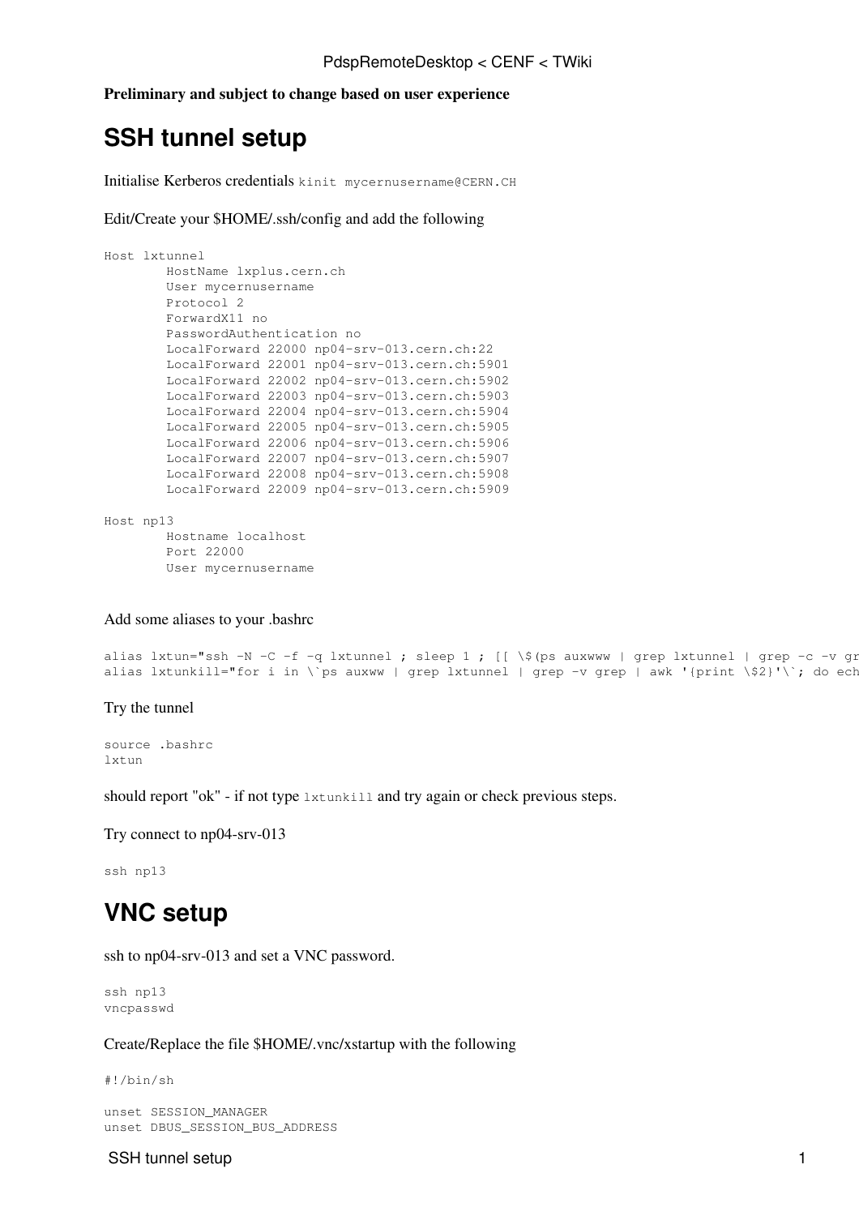**Preliminary and subject to change based on user experience**

# SSH tunnel setup

Initialise Kerberos credentials `kinit mycernusername@CERN.CH`

Edit/Create your $HOME/.ssh/config and add the following

```
Host lxtunnel
        HostName lxplus.cern.ch
        User mycernusername
        Protocol 2
        ForwardX11 no
        PasswordAuthentication no
        LocalForward 22000 np04-srv-013.cern.ch:22
        LocalForward 22001 np04-srv-013.cern.ch:5901
        LocalForward 22002 np04-srv-013.cern.ch:5902
        LocalForward 22003 np04-srv-013.cern.ch:5903
        LocalForward 22004 np04-srv-013.cern.ch:5904
        LocalForward 22005 np04-srv-013.cern.ch:5905
        LocalForward 22006 np04-srv-013.cern.ch:5906
        LocalForward 22007 np04-srv-013.cern.ch:5907
        LocalForward 22008 np04-srv-013.cern.ch:5908
        LocalForward 22009 np04-srv-013.cern.ch:5909

Host np13
        Hostname localhost
        Port 22000
        User mycernusername
```

Add some aliases to your .bashrc

```
alias lxtun="ssh -N -C -f -q lxtunnel ; sleep 1 ; [[ \$(ps auxwww | grep lxtunnel | grep -c -v gr
alias lxtunkill="for i in \`ps auxww | grep lxtunnel | grep -v grep | awk '{print \$2}'\`; do ech
```

Try the tunnel

```
source .bashrc
lxtun
```

should report "ok" - if not type `lxtunkill` and try again or check previous steps.

Try connect to np04-srv-013

```
ssh np13
```

# VNC setup

ssh to np04-srv-013 and set a VNC password.

```
ssh np13
vncpasswd
```

Create/Replace the file $HOME/.vnc/xstartup with the following

```
#!/bin/sh

unset SESSION_MANAGER
unset DBUS_SESSION_BUS_ADDRESS
```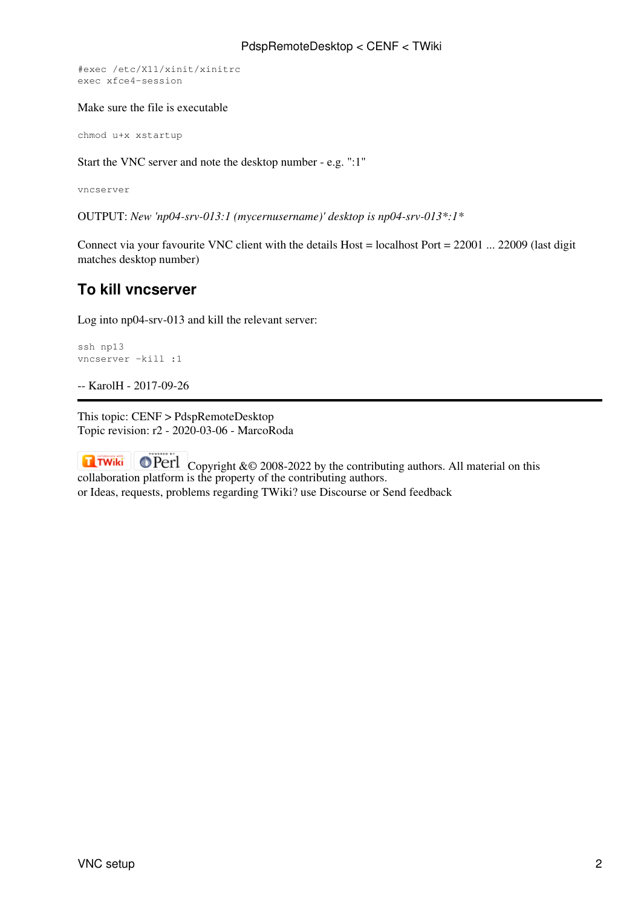```
#exec /etc/X11/xinit/xinitrc
exec xfce4-session
```

Make sure the file is executable

```
chmod u+x xstartup
```

Start the VNC server and note the desktop number - e.g. ":1"

```
vncserver
```

OUTPUT: *New 'np04-srv-013:1 (mycernusername)' desktop is np04-srv-013*:1**

Connect via your favourite VNC client with the details Host = localhost Port = 22001 ... 22009 (last digit matches desktop number)

## To kill vncserver

Log into np04-srv-013 and kill the relevant server:

```
ssh np13
vncserver -kill :1
```

-- KarolH - 2017-09-26

---

This topic: CENF > PdspRemoteDesktop
Topic revision: r2 - 2020-03-06 - MarcoRoda

Copyright &© 2008-2022 by the contributing authors. All material on this collaboration platform is the property of the contributing authors.
or Ideas, requests, problems regarding TWiki? use Discourse or Send feedback